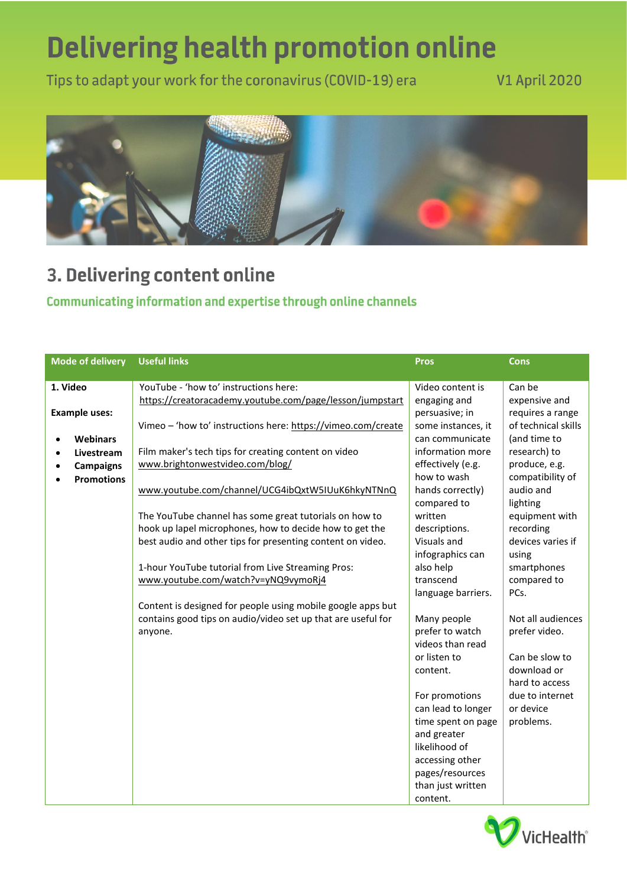# Delivering health promotion online

Tips to adapt your work for the coronavirus (COVID-19) era

V1 April 2020

## 3. Delivering content online

### Communicating information and expertise through online channels

| Mode of delivery | Useful links | Pros | Cons |
|---|---|---|---|
| **1. Video**<br><br>**Example uses:**<br>• **Webinars**<br>• **Livestream**<br>• **Campaigns**<br>• **Promotions** | YouTube - 'how to' instructions here: https://creatoracademy.youtube.com/page/lesson/jumpstart<br><br>Vimeo – 'how to' instructions here: https://vimeo.com/create<br><br>Film maker's tech tips for creating content on video www.brightonwestvideo.com/blog/<br><br>www.youtube.com/channel/UCG4ibQxtW5IUuK6hkyNTNnQ<br><br>The YouTube channel has some great tutorials on how to hook up lapel microphones, how to decide how to get the best audio and other tips for presenting content on video.<br><br>1-hour YouTube tutorial from Live Streaming Pros: www.youtube.com/watch?v=yNQ9vymoRj4<br><br>Content is designed for people using mobile google apps but contains good tips on audio/video set up that are useful for anyone. | Video content is engaging and persuasive; in some instances, it can communicate information more effectively (e.g. how to wash hands correctly) compared to written descriptions. Visuals and infographics can also help transcend language barriers.<br><br>Many people prefer to watch videos than read or listen to content.<br><br>For promotions can lead to longer time spent on page and greater likelihood of accessing other pages/resources than just written content. | Can be expensive and requires a range of technical skills (and time to research) to produce, e.g. compatibility of audio and lighting equipment with recording devices varies if using smartphones compared to PCs.<br><br>Not all audiences prefer video.<br><br>Can be slow to download or hard to access due to internet or device problems. |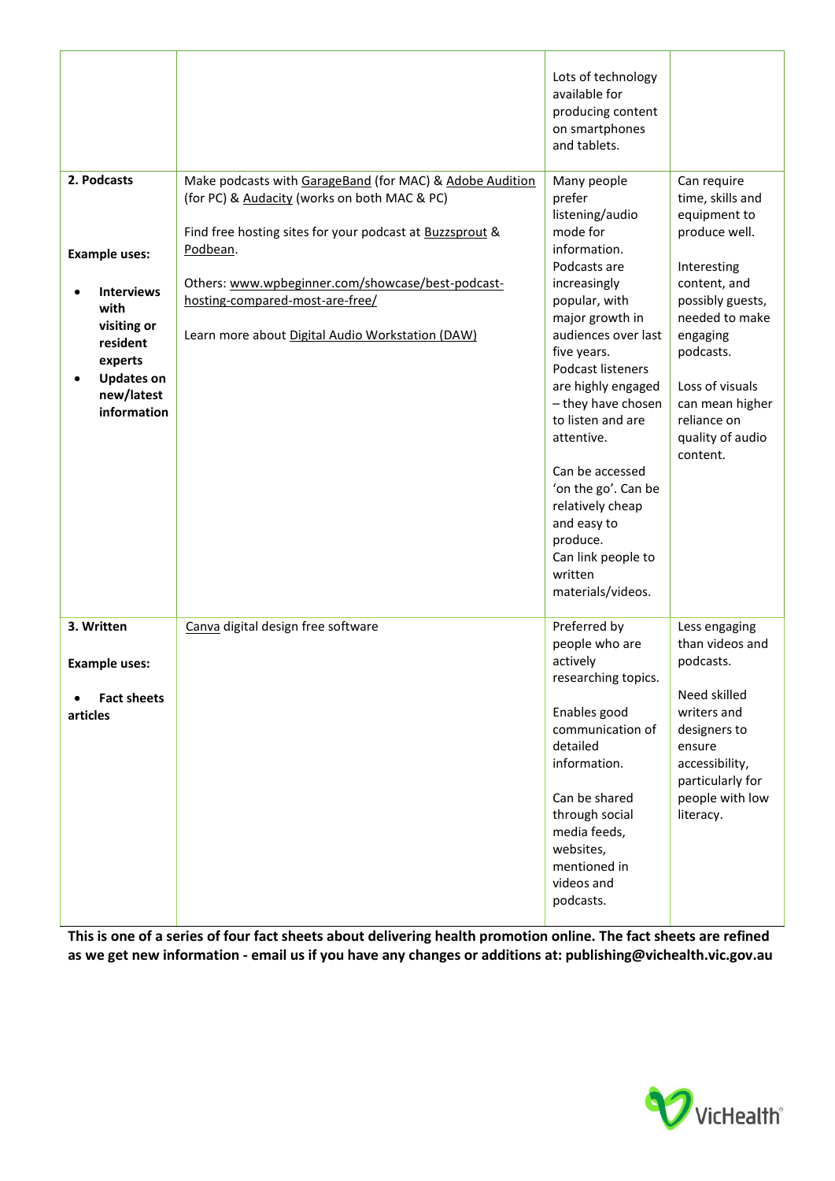| | | | |
|---|---|---|---|
| | | Lots of technology available for producing content on smartphones and tablets. | |
| **2. Podcasts**<br><br>**Example uses:**<br><br>• **Interviews with visiting or resident experts**<br>• **Updates on new/latest information** | Make podcasts with GarageBand (for MAC) & Adobe Audition (for PC) & Audacity (works on both MAC & PC)<br><br>Find free hosting sites for your podcast at Buzzsprout & Podbean.<br><br>Others: www.wpbeginner.com/showcase/best-podcast-hosting-compared-most-are-free/<br><br>Learn more about Digital Audio Workstation (DAW) | Many people prefer listening/audio mode for information. Podcasts are increasingly popular, with major growth in audiences over last five years. Podcast listeners are highly engaged – they have chosen to listen and are attentive.<br><br>Can be accessed 'on the go'. Can be relatively cheap and easy to produce. Can link people to written materials/videos. | Can require time, skills and equipment to produce well.<br><br>Interesting content, and possibly guests, needed to make engaging podcasts.<br><br>Loss of visuals can mean higher reliance on quality of audio content. |
| **3. Written**<br><br>**Example uses:**<br><br>• **Fact sheets articles** | Canva digital design free software | Preferred by people who are actively researching topics.<br><br>Enables good communication of detailed information.<br><br>Can be shared through social media feeds, websites, mentioned in videos and podcasts. | Less engaging than videos and podcasts.<br><br>Need skilled writers and designers to ensure accessibility, particularly for people with low literacy. |

**This is one of a series of four fact sheets about delivering health promotion online. The fact sheets are refined as we get new information - email us if you have any changes or additions at: publishing@vichealth.vic.gov.au**

VicHealth